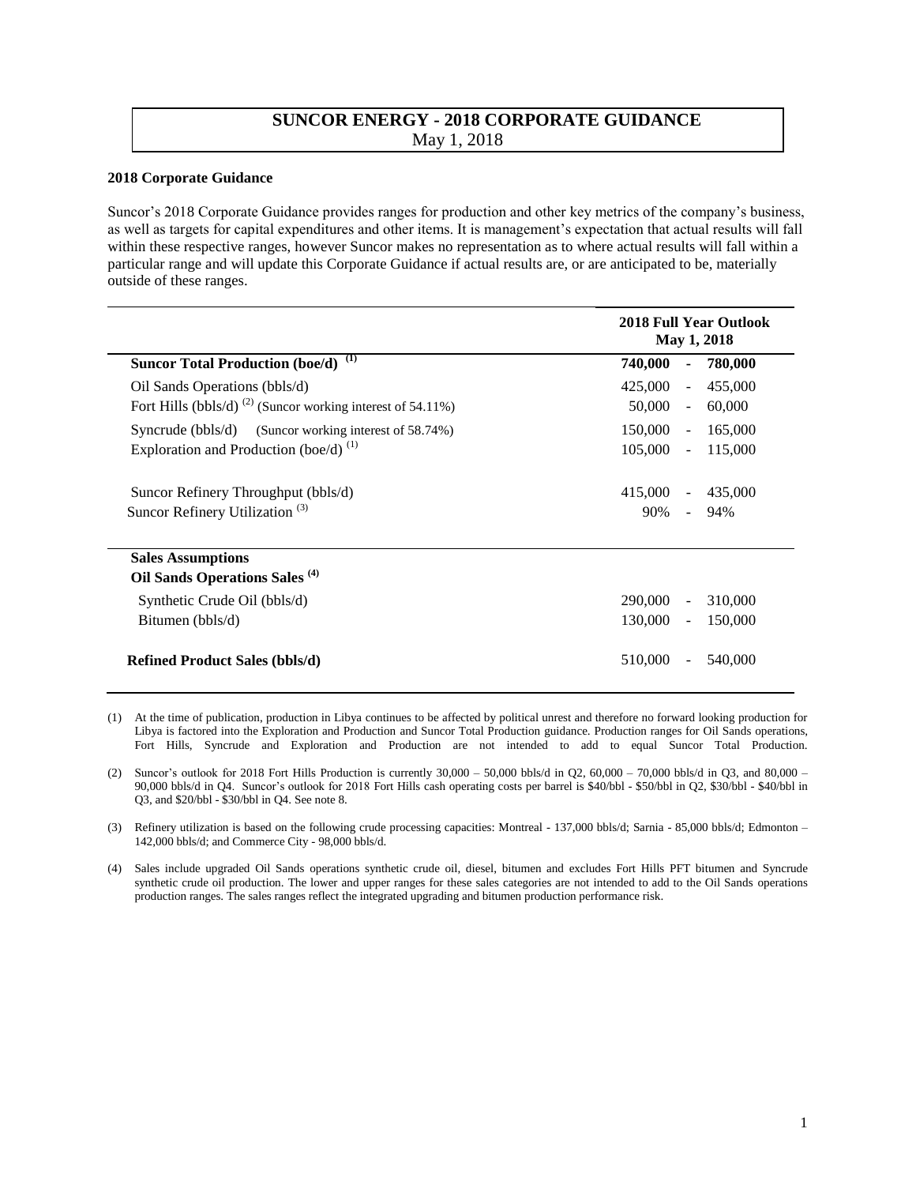# SUNCOR ENERGY - 2018 CORPORATE GUIDANCE

May 1, 2018

**2018 Corporate Guidance**

Suncor's 2018 Corporate Guidance provides ranges for production and other key metrics of the company's business, as well as targets for capital expenditures and other items. It is management's expectation that actual results will fall within these respective ranges, however Suncor makes no representation as to where actual results will fall within a particular range and will update this Corporate Guidance if actual results are, or are anticipated to be, materially outside of these ranges.

| | 2018 Full Year Outlook May 1, 2018 |
|---|---|
| **Suncor Total Production (boe/d)** [(1)] | **740,000 - 780,000** |
| Oil Sands Operations (bbls/d) | 425,000 - 455,000 |
| Fort Hills (bbls/d) [(2)] (Suncor working interest of 54.11%) | 50,000 - 60,000 |
| Syncrude (bbls/d) (Suncor working interest of 58.74%) | 150,000 - 165,000 |
| Exploration and Production (boe/d) [(1)] | 105,000 - 115,000 |
| Suncor Refinery Throughput (bbls/d) | 415,000 - 435,000 |
| Suncor Refinery Utilization [(3)] | 90% - 94% |
| **Sales Assumptions** | |
| **Oil Sands Operations Sales** [(4)] | |
| Synthetic Crude Oil (bbls/d) | 290,000 - 310,000 |
| Bitumen (bbls/d) | 130,000 - 150,000 |
| **Refined Product Sales (bbls/d)** | 510,000 - 540,000 |

(1) At the time of publication, production in Libya continues to be affected by political unrest and therefore no forward looking production for Libya is factored into the Exploration and Production and Suncor Total Production guidance. Production ranges for Oil Sands operations, Fort Hills, Syncrude and Exploration and Production are not intended to add to equal Suncor Total Production.

(2) Suncor's outlook for 2018 Fort Hills Production is currently 30,000 – 50,000 bbls/d in Q2, 60,000 – 70,000 bbls/d in Q3, and 80,000 – 90,000 bbls/d in Q4. Suncor's outlook for 2018 Fort Hills cash operating costs per barrel is $40/bbl - $50/bbl in Q2, $30/bbl - $40/bbl in Q3, and $20/bbl - $30/bbl in Q4. See note 8.

(3) Refinery utilization is based on the following crude processing capacities: Montreal - 137,000 bbls/d; Sarnia - 85,000 bbls/d; Edmonton – 142,000 bbls/d; and Commerce City - 98,000 bbls/d.

(4) Sales include upgraded Oil Sands operations synthetic crude oil, diesel, bitumen and excludes Fort Hills PFT bitumen and Syncrude synthetic crude oil production. The lower and upper ranges for these sales categories are not intended to add to the Oil Sands operations production ranges. The sales ranges reflect the integrated upgrading and bitumen production performance risk.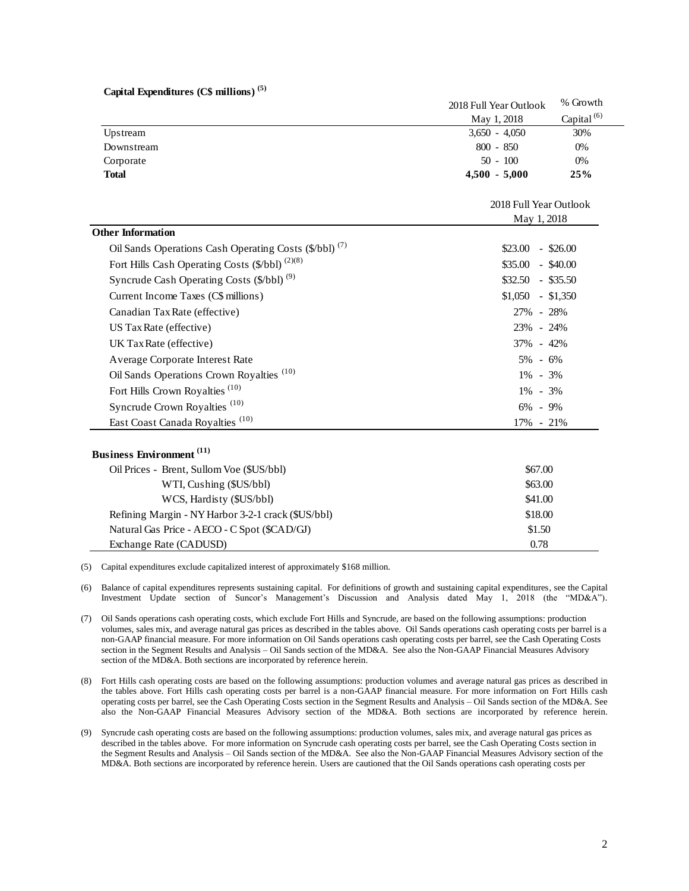**Capital Expenditures (C$ millions) [(5)]**

| | 2018 Full Year Outlook May 1, 2018 | % Growth Capital [(6)] |
|---|---|---|
| Upstream | 3,650 - 4,050 | 30% |
| Downstream | 800 - 850 | 0% |
| Corporate | 50 - 100 | 0% |
| **Total** | **4,500 - 5,000** | **25%** |

| **Other Information** | 2018 Full Year Outlook May 1, 2018 |
|---|---|
| Oil Sands Operations Cash Operating Costs ($/bbl) [(7)] | $23.00 - $26.00 |
| Fort Hills Cash Operating Costs ($/bbl) [(2)(8)] | $35.00 - $40.00 |
| Syncrude Cash Operating Costs ($/bbl) [(9)] | $32.50 - $35.50 |
| Current Income Taxes (C$ millions) | $1,050 - $1,350 |
| Canadian Tax Rate (effective) | 27% - 28% |
| US Tax Rate (effective) | 23% - 24% |
| UK Tax Rate (effective) | 37% - 42% |
| Average Corporate Interest Rate | 5% - 6% |
| Oil Sands Operations Crown Royalties [(10)] | 1% - 3% |
| Fort Hills Crown Royalties [(10)] | 1% - 3% |
| Syncrude Crown Royalties [(10)] | 6% - 9% |
| East Coast Canada Royalties [(10)] | 17% - 21% |

| **Business Environment [(11)]** | |
|---|---|
| Oil Prices - Brent, Sullom Voe ($US/bbl) | $67.00 |
| WTI, Cushing ($US/bbl) | $63.00 |
| WCS, Hardisty ($US/bbl) | $41.00 |
| Refining Margin - NY Harbor 3-2-1 crack ($US/bbl) | $18.00 |
| Natural Gas Price - AECO - C Spot ($CAD/GJ) | $1.50 |
| Exchange Rate (CADUSD) | 0.78 |

(5) Capital expenditures exclude capitalized interest of approximately $168 million.

(6) Balance of capital expenditures represents sustaining capital. For definitions of growth and sustaining capital expenditures, see the Capital Investment Update section of Suncor's Management's Discussion and Analysis dated May 1, 2018 (the "MD&A").

(7) Oil Sands operations cash operating costs, which exclude Fort Hills and Syncrude, are based on the following assumptions: production volumes, sales mix, and average natural gas prices as described in the tables above. Oil Sands operations cash operating costs per barrel is a non-GAAP financial measure. For more information on Oil Sands operations cash operating costs per barrel, see the Cash Operating Costs section in the Segment Results and Analysis – Oil Sands section of the MD&A. See also the Non-GAAP Financial Measures Advisory section of the MD&A. Both sections are incorporated by reference herein.

(8) Fort Hills cash operating costs are based on the following assumptions: production volumes and average natural gas prices as described in the tables above. Fort Hills cash operating costs per barrel is a non-GAAP financial measure. For more information on Fort Hills cash operating costs per barrel, see the Cash Operating Costs section in the Segment Results and Analysis – Oil Sands section of the MD&A. See also the Non-GAAP Financial Measures Advisory section of the MD&A. Both sections are incorporated by reference herein.

(9) Syncrude cash operating costs are based on the following assumptions: production volumes, sales mix, and average natural gas prices as described in the tables above. For more information on Syncrude cash operating costs per barrel, see the Cash Operating Costs section in the Segment Results and Analysis – Oil Sands section of the MD&A. See also the Non-GAAP Financial Measures Advisory section of the MD&A. Both sections are incorporated by reference herein. Users are cautioned that the Oil Sands operations cash operating costs per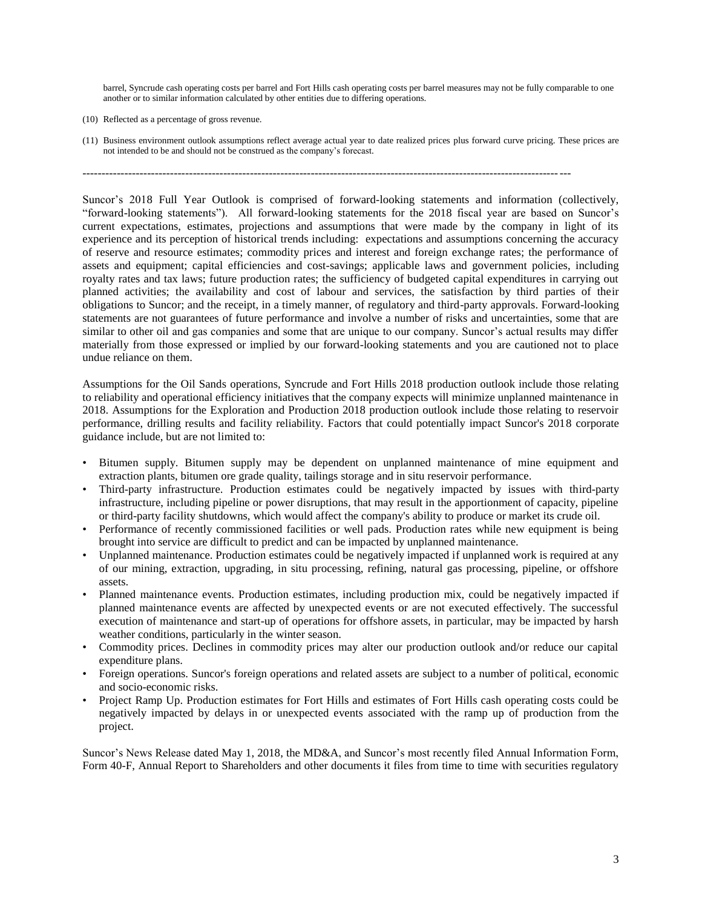barrel, Syncrude cash operating costs per barrel and Fort Hills cash operating costs per barrel measures may not be fully comparable to one another or to similar information calculated by other entities due to differing operations.

(10) Reflected as a percentage of gross revenue.

(11) Business environment outlook assumptions reflect average actual year to date realized prices plus forward curve pricing. These prices are not intended to be and should not be construed as the company's forecast.

---

Suncor's 2018 Full Year Outlook is comprised of forward-looking statements and information (collectively, "forward-looking statements"). All forward-looking statements for the 2018 fiscal year are based on Suncor's current expectations, estimates, projections and assumptions that were made by the company in light of its experience and its perception of historical trends including: expectations and assumptions concerning the accuracy of reserve and resource estimates; commodity prices and interest and foreign exchange rates; the performance of assets and equipment; capital efficiencies and cost-savings; applicable laws and government policies, including royalty rates and tax laws; future production rates; the sufficiency of budgeted capital expenditures in carrying out planned activities; the availability and cost of labour and services, the satisfaction by third parties of their obligations to Suncor; and the receipt, in a timely manner, of regulatory and third-party approvals. Forward-looking statements are not guarantees of future performance and involve a number of risks and uncertainties, some that are similar to other oil and gas companies and some that are unique to our company. Suncor's actual results may differ materially from those expressed or implied by our forward-looking statements and you are cautioned not to place undue reliance on them.

Assumptions for the Oil Sands operations, Syncrude and Fort Hills 2018 production outlook include those relating to reliability and operational efficiency initiatives that the company expects will minimize unplanned maintenance in 2018. Assumptions for the Exploration and Production 2018 production outlook include those relating to reservoir performance, drilling results and facility reliability. Factors that could potentially impact Suncor's 2018 corporate guidance include, but are not limited to:

- Bitumen supply. Bitumen supply may be dependent on unplanned maintenance of mine equipment and extraction plants, bitumen ore grade quality, tailings storage and in situ reservoir performance.
- Third-party infrastructure. Production estimates could be negatively impacted by issues with third-party infrastructure, including pipeline or power disruptions, that may result in the apportionment of capacity, pipeline or third-party facility shutdowns, which would affect the company's ability to produce or market its crude oil.
- Performance of recently commissioned facilities or well pads. Production rates while new equipment is being brought into service are difficult to predict and can be impacted by unplanned maintenance.
- Unplanned maintenance. Production estimates could be negatively impacted if unplanned work is required at any of our mining, extraction, upgrading, in situ processing, refining, natural gas processing, pipeline, or offshore assets.
- Planned maintenance events. Production estimates, including production mix, could be negatively impacted if planned maintenance events are affected by unexpected events or are not executed effectively. The successful execution of maintenance and start-up of operations for offshore assets, in particular, may be impacted by harsh weather conditions, particularly in the winter season.
- Commodity prices. Declines in commodity prices may alter our production outlook and/or reduce our capital expenditure plans.
- Foreign operations. Suncor's foreign operations and related assets are subject to a number of political, economic and socio-economic risks.
- Project Ramp Up. Production estimates for Fort Hills and estimates of Fort Hills cash operating costs could be negatively impacted by delays in or unexpected events associated with the ramp up of production from the project.

Suncor's News Release dated May 1, 2018, the MD&A, and Suncor's most recently filed Annual Information Form, Form 40-F, Annual Report to Shareholders and other documents it files from time to time with securities regulatory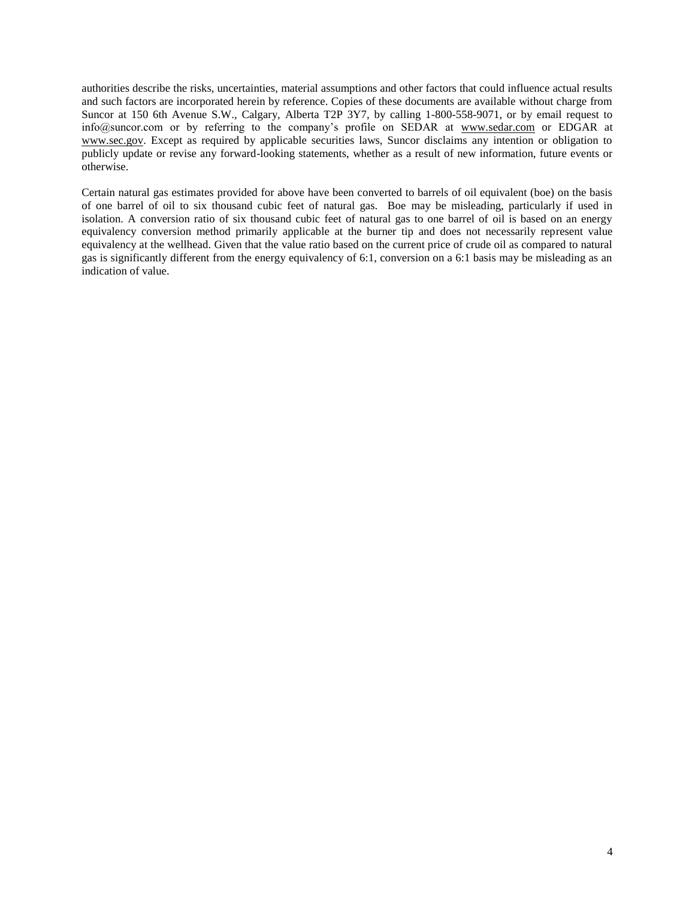authorities describe the risks, uncertainties, material assumptions and other factors that could influence actual results and such factors are incorporated herein by reference. Copies of these documents are available without charge from Suncor at 150 6th Avenue S.W., Calgary, Alberta T2P 3Y7, by calling 1-800-558-9071, or by email request to info@suncor.com or by referring to the company's profile on SEDAR at www.sedar.com or EDGAR at www.sec.gov. Except as required by applicable securities laws, Suncor disclaims any intention or obligation to publicly update or revise any forward-looking statements, whether as a result of new information, future events or otherwise.

Certain natural gas estimates provided for above have been converted to barrels of oil equivalent (boe) on the basis of one barrel of oil to six thousand cubic feet of natural gas. Boe may be misleading, particularly if used in isolation. A conversion ratio of six thousand cubic feet of natural gas to one barrel of oil is based on an energy equivalency conversion method primarily applicable at the burner tip and does not necessarily represent value equivalency at the wellhead. Given that the value ratio based on the current price of crude oil as compared to natural gas is significantly different from the energy equivalency of 6:1, conversion on a 6:1 basis may be misleading as an indication of value.